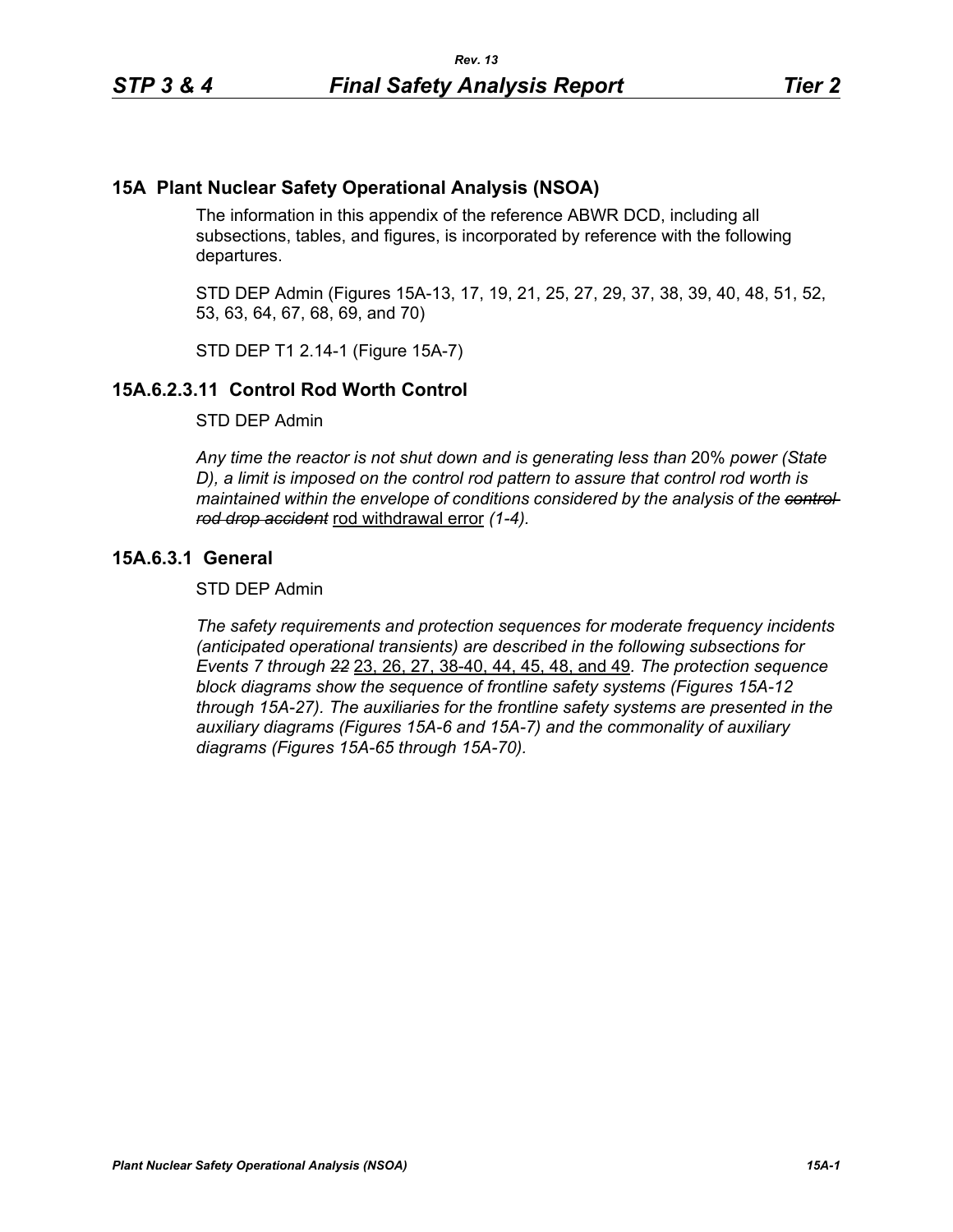# 15A Plant Nuclear Safety Operational Analysis (NSOA)

The information in this appendix of the reference ABWR DCD, including all subsections, tables, and figures, is incorporated by reference with the following departures.

STD DEP Admin (Figures 15A-13, 17, 19, 21, 25, 27, 29, 37, 38, 39, 40, 48, 51, 52, 53, 63, 64, 67, 68, 69, and 70)

STD DEP T1 2.14-1 (Figure 15A-7)

## 15A.6.2.3.11 Control Rod Worth Control

STD DEP Admin

*Any time the reactor is not shut down and is generating less than* 20% *power (State D), a limit is imposed on the control rod pattern to assure that control rod worth is maintained within the envelope of conditions considered by the analysis of the* ~~*control rod drop accident*~~ <u>rod withdrawal error</u> *(1-4).*

## 15A.6.3.1 General

STD DEP Admin

*The safety requirements and protection sequences for moderate frequency incidents (anticipated operational transients) are described in the following subsections for Events 7 through* ~~*22*~~ <u>23, 26, 27, 38-40, 44, 45, 48, and 49</u>*. The protection sequence block diagrams show the sequence of frontline safety systems (Figures 15A-12 through 15A-27). The auxiliaries for the frontline safety systems are presented in the auxiliary diagrams (Figures 15A-6 and 15A-7) and the commonality of auxiliary diagrams (Figures 15A-65 through 15A-70).*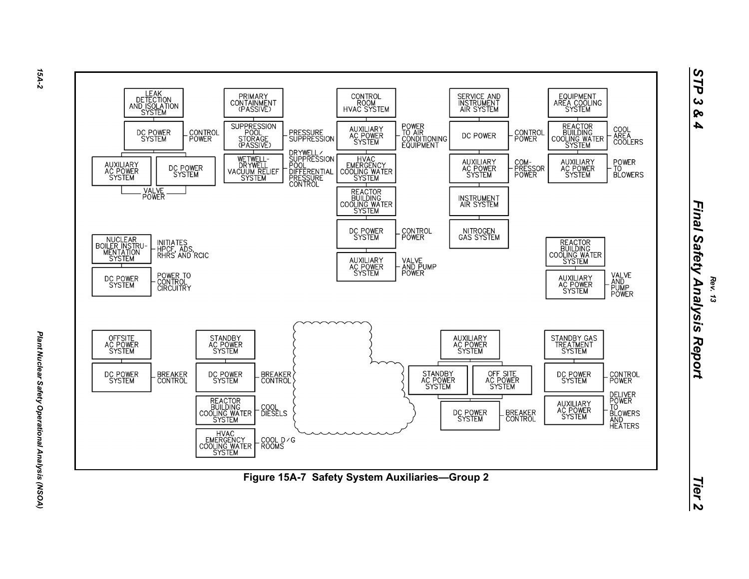LEAK DETECTION AND ISOLATION SYSTEM

DC POWER SYSTEM — CONTROL POWER

AUXILIARY AC POWER SYSTEM | DC POWER SYSTEM — VALVE POWER

PRIMARY CONTAINMENT (PASSIVE)

SUPPRESSION POOL STORAGE (PASSIVE) — PRESSURE SUPPRESSION

WETWELL-DRYWELL VACUUM RELIEF SYSTEM — DRYWELL/SUPPRESSION POOL DIFFERENTIAL PRESSURE CONTROL

CONTROL ROOM HVAC SYSTEM

AUXILIARY AC POWER SYSTEM — POWER TO AIR CONDITIONING EQUIPMENT

HVAC EMERGENCY COOLING WATER SYSTEM

REACTOR BUILDING COOLING WATER SYSTEM

DC POWER SYSTEM — CONTROL POWER

AUXILIARY AC POWER SYSTEM — VALVE AND PUMP POWER

SERVICE AND INSTRUMENT AIR SYSTEM

DC POWER — CONTROL POWER

AUXILIARY AC POWER SYSTEM — COMPRESSOR POWER

INSTRUMENT AIR SYSTEM

NITROGEN GAS SYSTEM

EQUIPMENT AREA COOLING SYSTEM

REACTOR BUILDING COOLING WATER SYSTEM — COOL AREA COOLERS

AUXILIARY AC POWER SYSTEM — POWER TO BLOWERS

REACTOR BUILDING COOLING WATER SYSTEM

AUXILIARY AC POWER SYSTEM — VALVE AND PUMP POWER

NUCLEAR BOILER INSTRUMENTATION SYSTEM — INITIATES HPCF, ADS, RHRS AND RCIC

DC POWER SYSTEM — POWER TO CONTROL CIRCUITRY

OFFSITE AC POWER SYSTEM

DC POWER SYSTEM — BREAKER CONTROL

STANDBY AC POWER SYSTEM

DC POWER SYSTEM — BREAKER CONTROL

REACTOR BUILDING COOLING WATER SYSTEM — COOL DIESELS

HVAC EMERGENCY COOLING WATER SYSTEM — COOL D/G ROOMS

AUXILIARY AC POWER SYSTEM

STANDBY AC POWER SYSTEM | OFF SITE AC POWER SYSTEM

DC POWER SYSTEM — BREAKER CONTROL

STANDBY GAS TREATMENT SYSTEM

DC POWER SYSTEM — CONTROL POWER

AUXILIARY AC POWER SYSTEM — DELIVER POWER TO BLOWERS AND HEATERS

**Figure 15A-7 Safety System Auxiliaries—Group 2**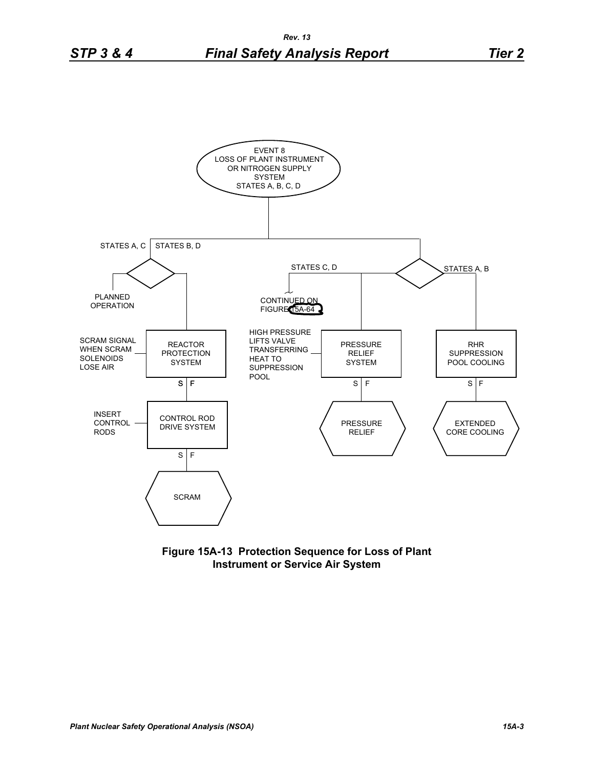EVENT 8
LOSS OF PLANT INSTRUMENT OR NITROGEN SUPPLY SYSTEM
STATES A, B, C, D

STATES A, C | STATES B, D

PLANNED OPERATION

STATES C, D

CONTINUED ON FIGURE 15A-64

STATES A, B

SCRAM SIGNAL WHEN SCRAM SOLENOIDS LOSE AIR — REACTOR PROTECTION SYSTEM (S | F)

INSERT CONTROL RODS — CONTROL ROD DRIVE SYSTEM (S | F)

SCRAM

HIGH PRESSURE LIFTS VALVE TRANSFERRING HEAT TO SUPPRESSION POOL — PRESSURE RELIEF SYSTEM (S | F)

PRESSURE RELIEF

RHR SUPPRESSION POOL COOLING (S | F)

EXTENDED CORE COOLING

**Figure 15A-13 Protection Sequence for Loss of Plant Instrument or Service Air System**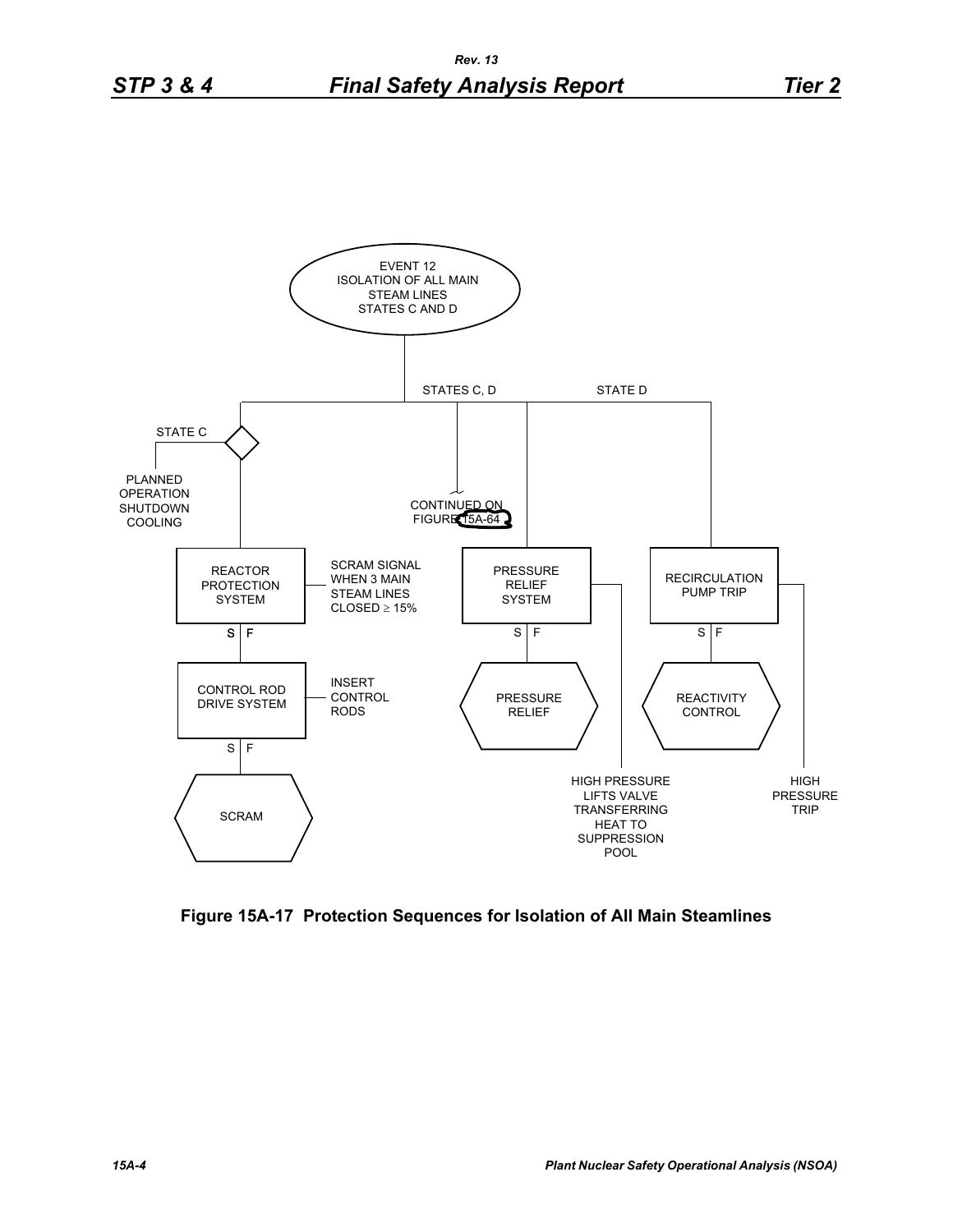EVENT 12
ISOLATION OF ALL MAIN STEAM LINES
STATES C AND D

STATES C, D

STATE D

STATE C

PLANNED OPERATION SHUTDOWN COOLING

CONTINUED ON FIGURE 15A-64

REACTOR PROTECTION SYSTEM

SCRAM SIGNAL WHEN 3 MAIN STEAM LINES CLOSED ≥ 15%

S | F

CONTROL ROD DRIVE SYSTEM

INSERT CONTROL RODS

S | F

SCRAM

PRESSURE RELIEF SYSTEM

S | F

PRESSURE RELIEF

HIGH PRESSURE LIFTS VALVE TRANSFERRING HEAT TO SUPPRESSION POOL

RECIRCULATION PUMP TRIP

S | F

REACTIVITY CONTROL

HIGH PRESSURE TRIP

**Figure 15A-17 Protection Sequences for Isolation of All Main Steamlines**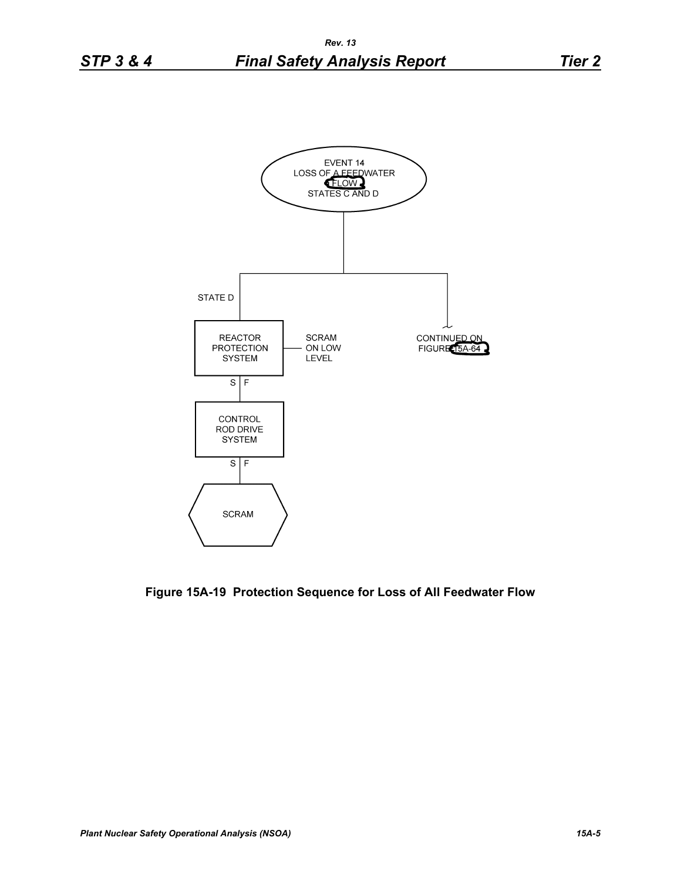EVENT 14
LOSS OF A FEEDWATER FLOW
STATES C AND D

STATE D

REACTOR PROTECTION SYSTEM — SCRAM ON LOW LEVEL

S | F

CONTROL ROD DRIVE SYSTEM

S | F

SCRAM

CONTINUED ON FIGURE 15A-64

**Figure 15A-19 Protection Sequence for Loss of All Feedwater Flow**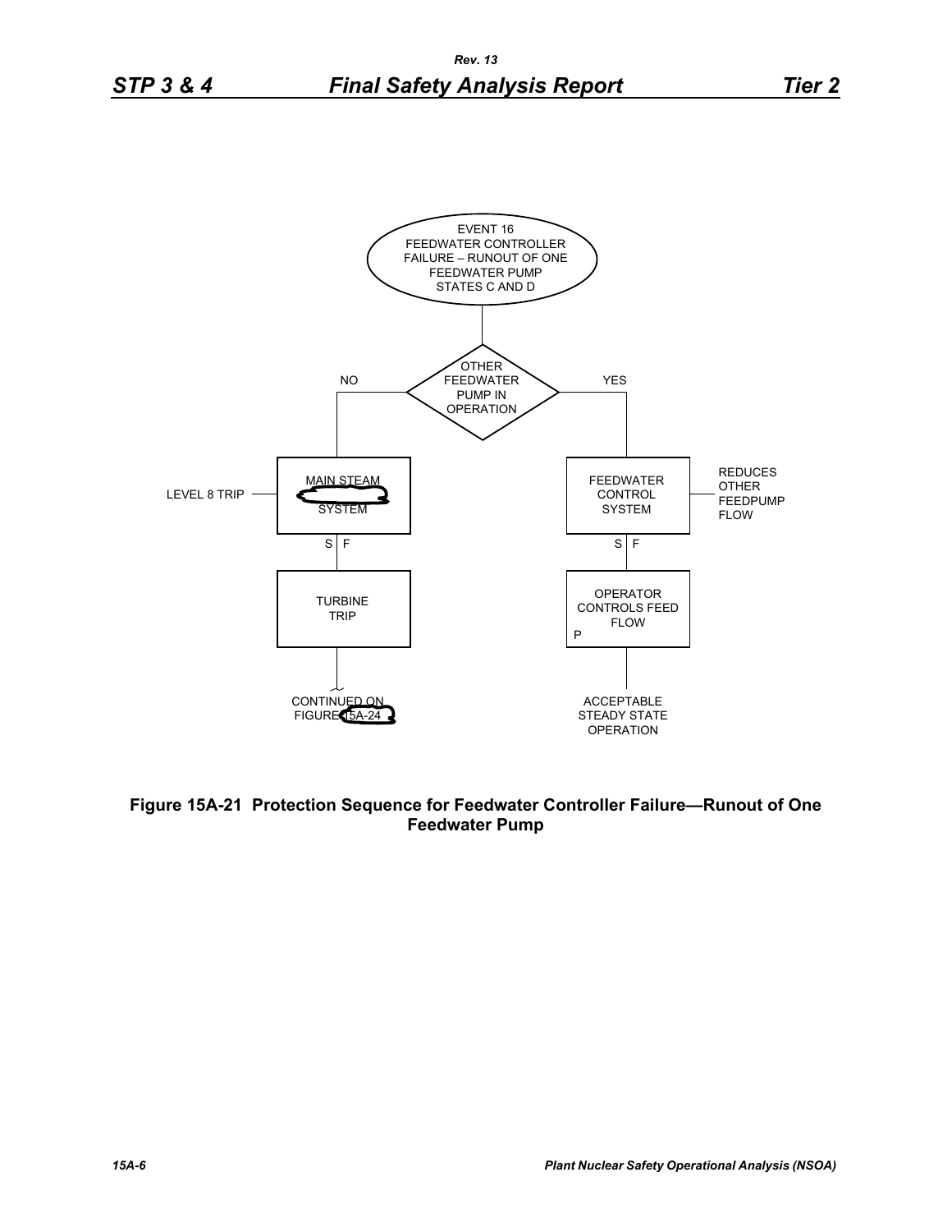EVENT 16
FEEDWATER CONTROLLER FAILURE – RUNOUT OF ONE FEEDWATER PUMP
STATES C AND D

OTHER FEEDWATER PUMP IN OPERATION

NO

YES

LEVEL 8 TRIP

MAIN STEAM SYSTEM

S | F

TURBINE TRIP

CONTINUED ON FIGURE 15A-24

FEEDWATER CONTROL SYSTEM

REDUCES OTHER FEEDPUMP FLOW

S | F

OPERATOR CONTROLS FEED FLOW

P

ACCEPTABLE STEADY STATE OPERATION

**Figure 15A-21 Protection Sequence for Feedwater Controller Failure—Runout of One Feedwater Pump**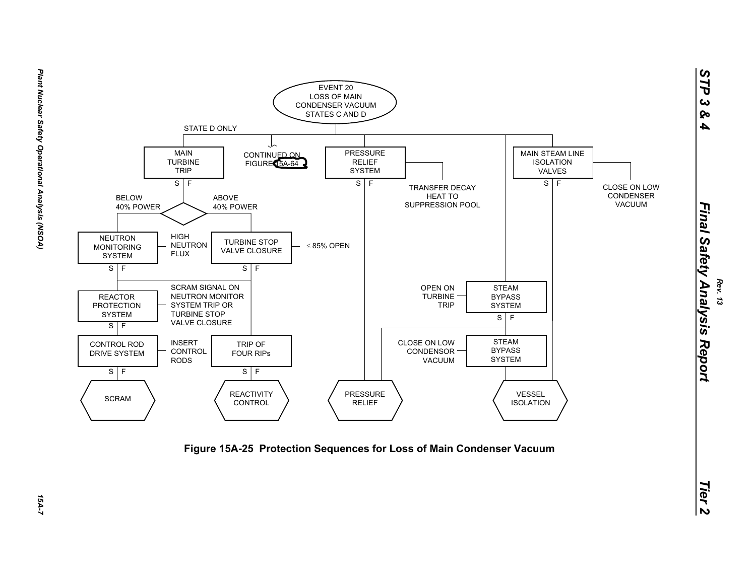EVENT 20
LOSS OF MAIN
CONDENSER VACUUM
STATES C AND D

STATE D ONLY

MAIN TURBINE TRIP (S | F)

CONTINUED ON FIGURE 15A-64

PRESSURE RELIEF SYSTEM (S | F) — TRANSFER DECAY HEAT TO SUPPRESSION POOL

MAIN STEAM LINE ISOLATION VALVES (S | F) — CLOSE ON LOW CONDENSER VACUUM

BELOW 40% POWER / ABOVE 40% POWER

NEUTRON MONITORING SYSTEM (S | F) — HIGH NEUTRON FLUX

TURBINE STOP VALVE CLOSURE (S | F) — ≤ 85% OPEN

REACTOR PROTECTION SYSTEM (S | F) — SCRAM SIGNAL ON NEUTRON MONITOR SYSTEM TRIP OR TURBINE STOP VALVE CLOSURE

CONTROL ROD DRIVE SYSTEM (S | F) — INSERT CONTROL RODS

TRIP OF FOUR RIPs (S | F)

STEAM BYPASS SYSTEM (S | F) — OPEN ON TURBINE TRIP

STEAM BYPASS SYSTEM — CLOSE ON LOW CONDENSOR VACUUM

SCRAM

REACTIVITY CONTROL

PRESSURE RELIEF

VESSEL ISOLATION

**Figure 15A-25 Protection Sequences for Loss of Main Condenser Vacuum**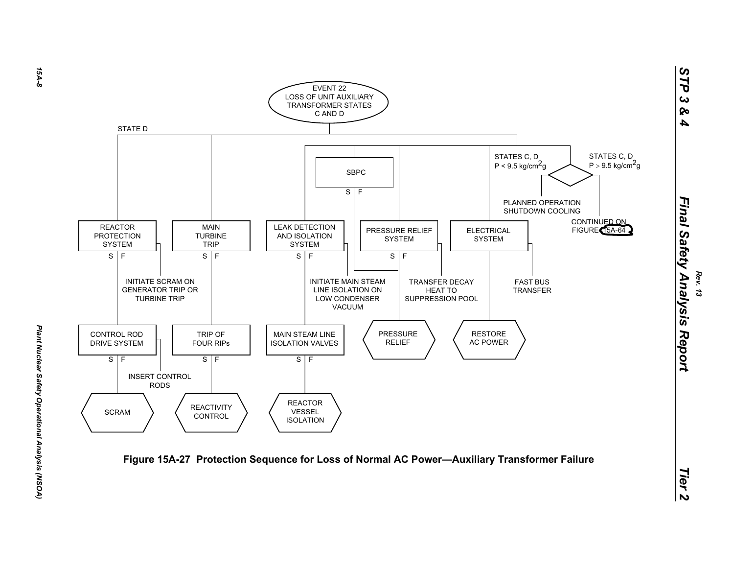EVENT 22
LOSS OF UNIT AUXILIARY TRANSFORMER STATES C AND D

STATE D

STATES C, D
P < 9.5 kg/cm$^2$g

STATES C, D
P > 9.5 kg/cm$^2$g

SBPC

S | F

PLANNED OPERATION SHUTDOWN COOLING

CONTINUED ON FIGURE 15A-64

REACTOR PROTECTION SYSTEM

S | F

MAIN TURBINE TRIP

S | F

LEAK DETECTION AND ISOLATION SYSTEM

S | F

PRESSURE RELIEF SYSTEM

S | F

ELECTRICAL SYSTEM

INITIATE SCRAM ON GENERATOR TRIP OR TURBINE TRIP

INITIATE MAIN STEAM LINE ISOLATION ON LOW CONDENSER VACUUM

TRANSFER DECAY HEAT TO SUPPRESSION POOL

FAST BUS TRANSFER

CONTROL ROD DRIVE SYSTEM

S | F

TRIP OF FOUR RIPs

S | F

MAIN STEAM LINE ISOLATION VALVES

S | F

PRESSURE RELIEF

RESTORE AC POWER

INSERT CONTROL RODS

SCRAM

REACTIVITY CONTROL

REACTOR VESSEL ISOLATION

**Figure 15A-27 Protection Sequence for Loss of Normal AC Power—Auxiliary Transformer Failure**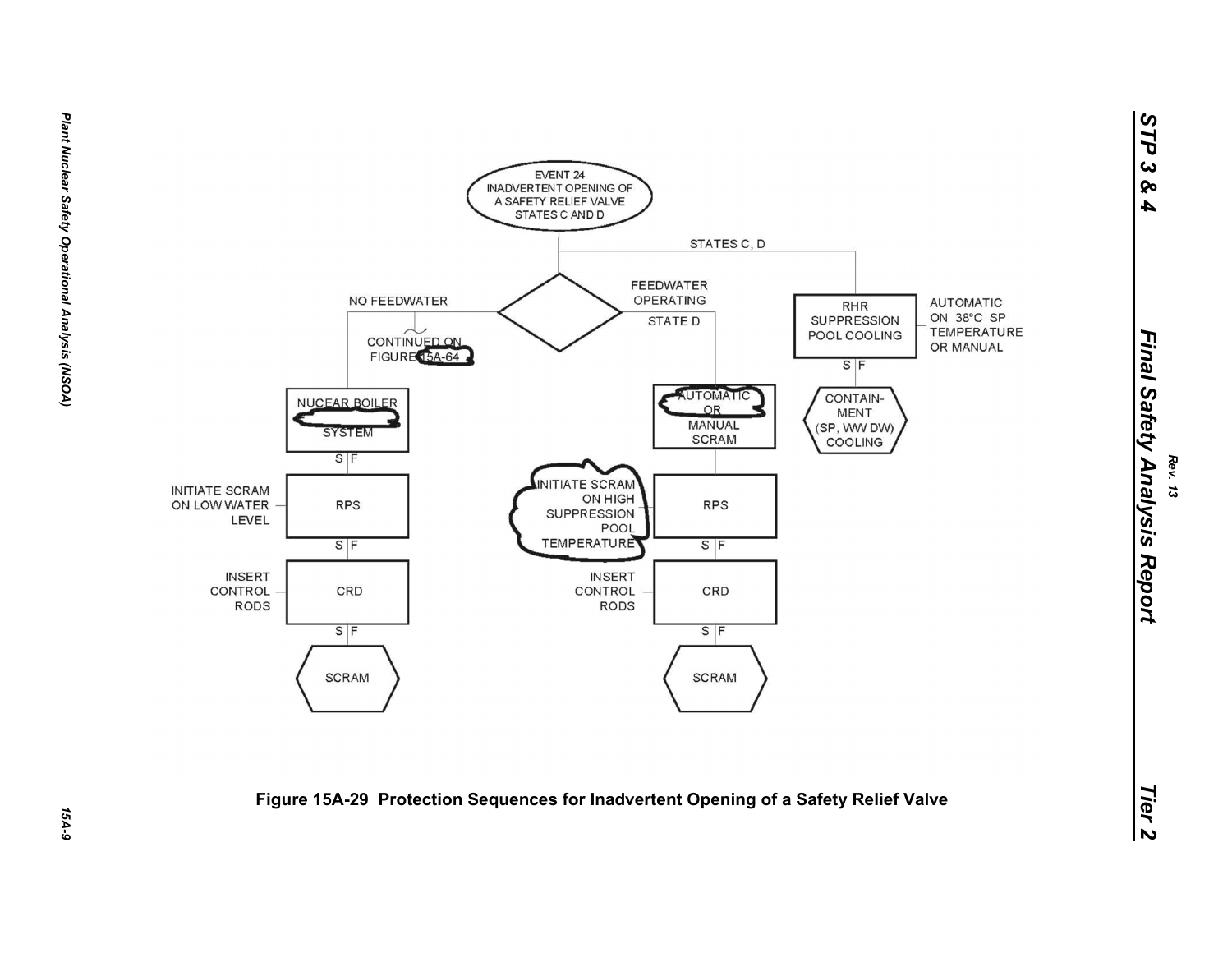EVENT 24
INADVERTENT OPENING OF
A SAFETY RELIEF VALVE
STATES C AND D

STATES C, D

NO FEEDWATER

FEEDWATER OPERATING

STATE D

CONTINUED ON FIGURE 15A-64

RHR SUPPRESSION POOL COOLING

AUTOMATIC ON 38°C SP TEMPERATURE OR MANUAL

S | F

CONTAINMENT (SP, WW DW) COOLING

NUCEAR BOILER SYSTEM

S | F

INITIATE SCRAM ON LOW WATER LEVEL

RPS

S | F

INSERT CONTROL RODS

CRD

S | F

SCRAM

AUTOMATIC OR MANUAL SCRAM

INITIATE SCRAM ON HIGH SUPPRESSION POOL TEMPERATURE

RPS

S | F

INSERT CONTROL RODS

CRD

S | F

SCRAM

**Figure 15A-29 Protection Sequences for Inadvertent Opening of a Safety Relief Valve**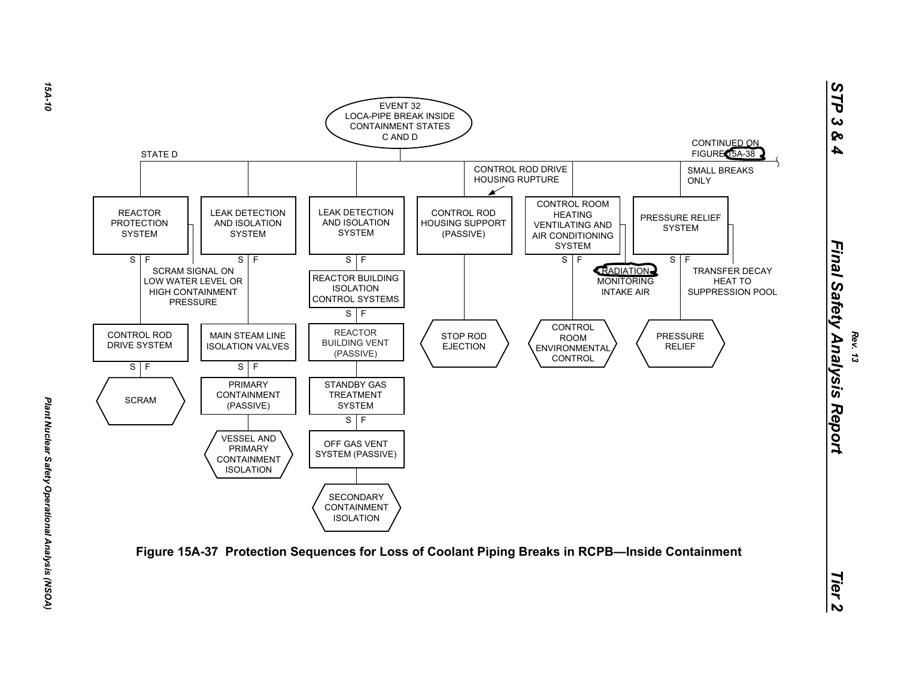EVENT 32
LOCA-PIPE BREAK INSIDE CONTAINMENT STATES C AND D

STATE D

CONTINUED ON FIGURE 15A-38

CONTROL ROD DRIVE HOUSING RUPTURE

SMALL BREAKS ONLY

REACTOR PROTECTION SYSTEM

S | F

SCRAM SIGNAL ON LOW WATER LEVEL OR HIGH CONTAINMENT PRESSURE

CONTROL ROD DRIVE SYSTEM

S | F

SCRAM

LEAK DETECTION AND ISOLATION SYSTEM

S | F

MAIN STEAM LINE ISOLATION VALVES

S | F

PRIMARY CONTAINMENT (PASSIVE)

VESSEL AND PRIMARY CONTAINMENT ISOLATION

LEAK DETECTION AND ISOLATION SYSTEM

S | F

REACTOR BUILDING ISOLATION CONTROL SYSTEMS

S | F

REACTOR BUILDING VENT (PASSIVE)

STANDBY GAS TREATMENT SYSTEM

S | F

OFF GAS VENT SYSTEM (PASSIVE)

SECONDARY CONTAINMENT ISOLATION

CONTROL ROD HOUSING SUPPORT (PASSIVE)

STOP ROD EJECTION

CONTROL ROOM HEATING VENTILATING AND AIR CONDITIONING SYSTEM

S | F

RADIATION MONITORING INTAKE AIR

CONTROL ROOM ENVIRONMENTAL CONTROL

PRESSURE RELIEF SYSTEM

S | F

TRANSFER DECAY HEAT TO SUPPRESSION POOL

PRESSURE RELIEF

**Figure 15A-37 Protection Sequences for Loss of Coolant Piping Breaks in RCPB—Inside Containment**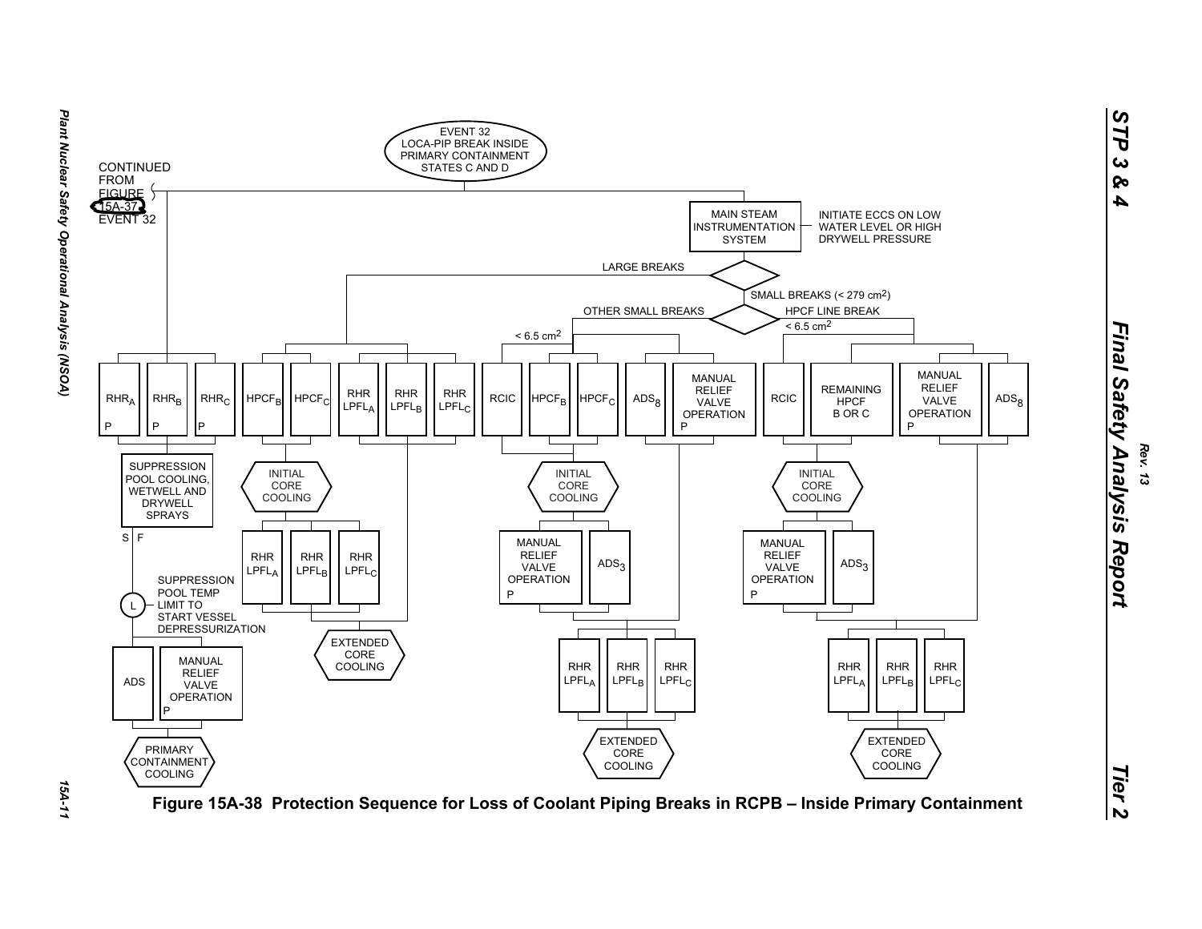EVENT 32
LOCA-PIP BREAK INSIDE PRIMARY CONTAINMENT STATES C AND D

CONTINUED FROM FIGURE 15A-37 EVENT 32

MAIN STEAM INSTRUMENTATION SYSTEM

INITIATE ECCS ON LOW WATER LEVEL OR HIGH DRYWELL PRESSURE

LARGE BREAKS

SMALL BREAKS (< 279 cm[2])

OTHER SMALL BREAKS

HPCF LINE BREAK

< 6.5 cm[2]

< 6.5 cm[2]

$RHR_A$ P | $RHR_B$ P | $RHR_C$ P

$HPCF_B$ | $HPCF_C$ | RHR $LPFL_A$ | RHR $LPFL_B$ | RHR $LPFL_C$

RCIC | $HPCF_B$ | $HPCF_C$ | $ADS_8$ | MANUAL RELIEF VALVE OPERATION P

RCIC | REMAINING HPCF B OR C | MANUAL RELIEF VALVE OPERATION P | $ADS_8$

SUPPRESSION POOL COOLING, WETWELL AND DRYWELL SPRAYS

S | F

L — SUPPRESSION POOL TEMP LIMIT TO START VESSEL DEPRESSURIZATION

ADS | MANUAL RELIEF VALVE OPERATION P

PRIMARY CONTAINMENT COOLING

INITIAL CORE COOLING

RHR $LPFL_A$ | RHR $LPFL_B$ | RHR $LPFL_C$

EXTENDED CORE COOLING

INITIAL CORE COOLING

MANUAL RELIEF VALVE OPERATION P | $ADS_3$

RHR $LPFL_A$ | RHR $LPFL_B$ | RHR $LPFL_C$

EXTENDED CORE COOLING

INITIAL CORE COOLING

MANUAL RELIEF VALVE OPERATION P | $ADS_3$

RHR $LPFL_A$ | RHR $LPFL_B$ | RHR $LPFL_C$

EXTENDED CORE COOLING

**Figure 15A-38 Protection Sequence for Loss of Coolant Piping Breaks in RCPB – Inside Primary Containment**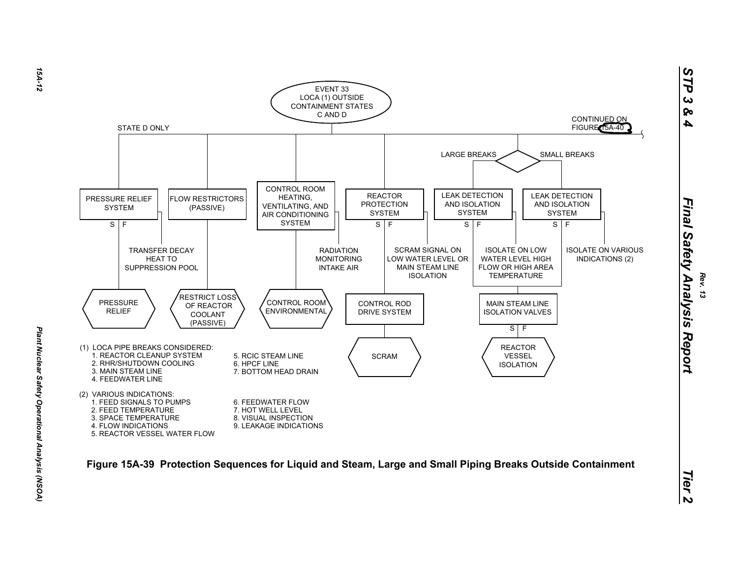EVENT 33
LOCA (1) OUTSIDE CONTAINMENT STATES C AND D

STATE D ONLY

CONTINUED ON FIGURE 15A-40

LARGE BREAKS

SMALL BREAKS

PRESSURE RELIEF SYSTEM

S | F

TRANSFER DECAY HEAT TO SUPPRESSION POOL

PRESSURE RELIEF

FLOW RESTRICTORS (PASSIVE)

RESTRICT LOSS OF REACTOR COOLANT (PASSIVE)

CONTROL ROOM HEATING, VENTILATING, AND AIR CONDITIONING SYSTEM

RADIATION MONITORING INTAKE AIR

CONTROL ROOM ENVIRONMENTAL

REACTOR PROTECTION SYSTEM

S | F

SCRAM SIGNAL ON LOW WATER LEVEL OR MAIN STEAM LINE ISOLATION

CONTROL ROD DRIVE SYSTEM

SCRAM

LEAK DETECTION AND ISOLATION SYSTEM

S | F

ISOLATE ON LOW WATER LEVEL HIGH FLOW OR HIGH AREA TEMPERATURE

LEAK DETECTION AND ISOLATION SYSTEM

S | F

ISOLATE ON VARIOUS INDICATIONS (2)

MAIN STEAM LINE ISOLATION VALVES

S | F

REACTOR VESSEL ISOLATION

(1) LOCA PIPE BREAKS CONSIDERED:

1. REACTOR CLEANUP SYSTEM
2. RHR/SHUTDOWN COOLING
3. MAIN STEAM LINE
4. FEEDWATER LINE
5. RCIC STEAM LINE
6. HPCF LINE
7. BOTTOM HEAD DRAIN

(2) VARIOUS INDICATIONS:

1. FEED SIGNALS TO PUMPS
2. FEED TEMPERATURE
3. SPACE TEMPERATURE
4. FLOW INDICATIONS
5. REACTOR VESSEL WATER FLOW
6. FEEDWATER FLOW
7. HOT WELL LEVEL
8. VISUAL INSPECTION
9. LEAKAGE INDICATIONS

**Figure 15A-39 Protection Sequences for Liquid and Steam, Large and Small Piping Breaks Outside Containment**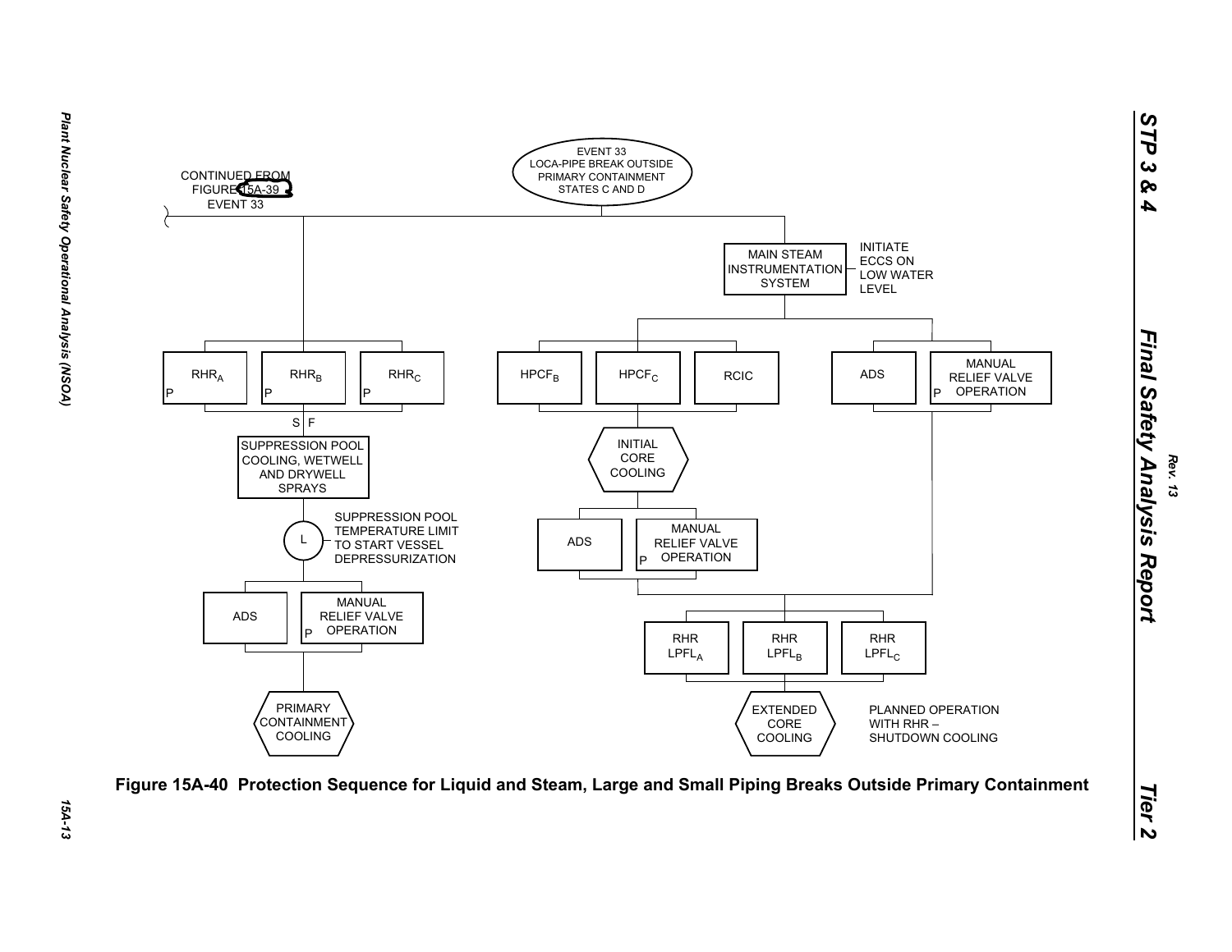EVENT 33
LOCA-PIPE BREAK OUTSIDE PRIMARY CONTAINMENT
STATES C AND D

CONTINUED FROM FIGURE 15A-39 EVENT 33

MAIN STEAM INSTRUMENTATION SYSTEM — INITIATE ECCS ON LOW WATER LEVEL

$RHR_A$ P | $RHR_B$ P | $RHR_C$ P

S | F

SUPPRESSION POOL COOLING, WETWELL AND DRYWELL SPRAYS

L — SUPPRESSION POOL TEMPERATURE LIMIT TO START VESSEL DEPRESSURIZATION

ADS | MANUAL RELIEF VALVE OPERATION P

PRIMARY CONTAINMENT COOLING

$HPCF_B$ | $HPCF_C$ | RCIC

INITIAL CORE COOLING

ADS | MANUAL RELIEF VALVE OPERATION P

ADS | MANUAL RELIEF VALVE OPERATION P

RHR $LPFL_A$ | RHR $LPFL_B$ | RHR $LPFL_C$

EXTENDED CORE COOLING — PLANNED OPERATION WITH RHR – SHUTDOWN COOLING

**Figure 15A-40 Protection Sequence for Liquid and Steam, Large and Small Piping Breaks Outside Primary Containment**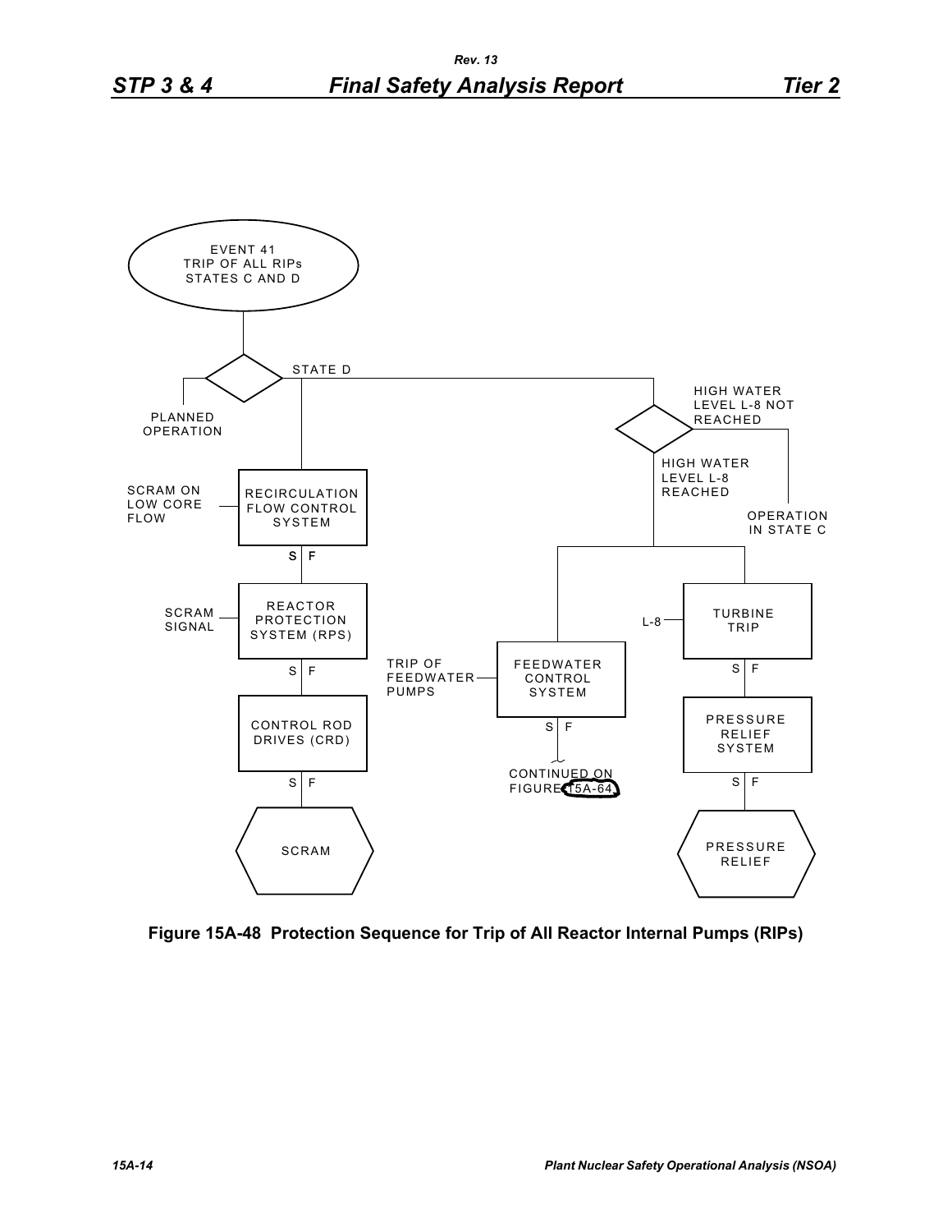EVENT 41
TRIP OF ALL RIPs
STATES C AND D

STATE D

PLANNED OPERATION

HIGH WATER LEVEL L-8 NOT REACHED

OPERATION IN STATE C

HIGH WATER LEVEL L-8 REACHED

SCRAM ON LOW CORE FLOW — RECIRCULATION FLOW CONTROL SYSTEM (S | F)

SCRAM SIGNAL — REACTOR PROTECTION SYSTEM (RPS) (S | F)

CONTROL ROD DRIVES (CRD) (S | F)

SCRAM

TRIP OF FEEDWATER PUMPS — FEEDWATER CONTROL SYSTEM (S | F)

CONTINUED ON FIGURE 15A-64

L-8 — TURBINE TRIP (S | F)

PRESSURE RELIEF SYSTEM (S | F)

PRESSURE RELIEF

**Figure 15A-48 Protection Sequence for Trip of All Reactor Internal Pumps (RIPs)**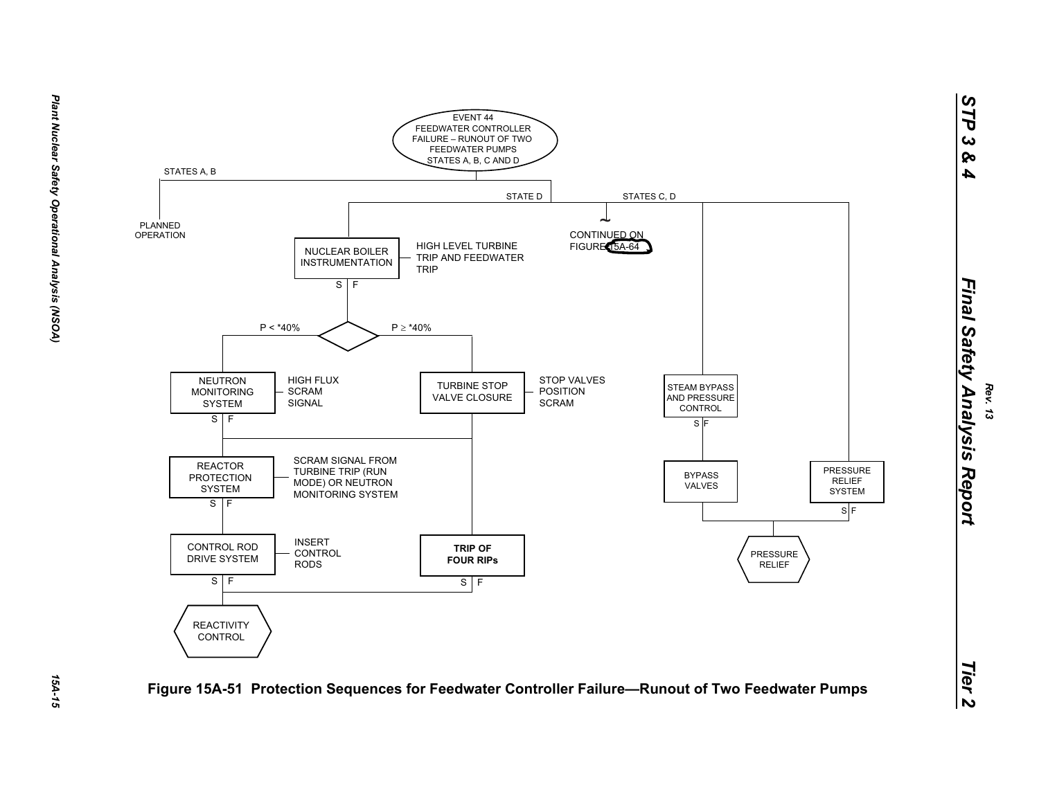EVENT 44
FEEDWATER CONTROLLER FAILURE – RUNOUT OF TWO FEEDWATER PUMPS
STATES A, B, C AND D

STATES A, B

PLANNED OPERATION

STATE D

STATES C, D

CONTINUED ON FIGURE 15A-64

NUCLEAR BOILER INSTRUMENTATION — HIGH LEVEL TURBINE TRIP AND FEEDWATER TRIP

S | F

P < *40%

P ≥ *40%

NEUTRON MONITORING SYSTEM — HIGH FLUX SCRAM SIGNAL

S | F

TURBINE STOP VALVE CLOSURE — STOP VALVES POSITION SCRAM

REACTOR PROTECTION SYSTEM — SCRAM SIGNAL FROM TURBINE TRIP (RUN MODE) OR NEUTRON MONITORING SYSTEM

S | F

CONTROL ROD DRIVE SYSTEM — INSERT CONTROL RODS

S | F

**TRIP OF FOUR RIPs**

S | F

REACTIVITY CONTROL

STEAM BYPASS AND PRESSURE CONTROL

S | F

BYPASS VALVES

PRESSURE RELIEF SYSTEM

S | F

PRESSURE RELIEF

**Figure 15A-51 Protection Sequences for Feedwater Controller Failure—Runout of Two Feedwater Pumps**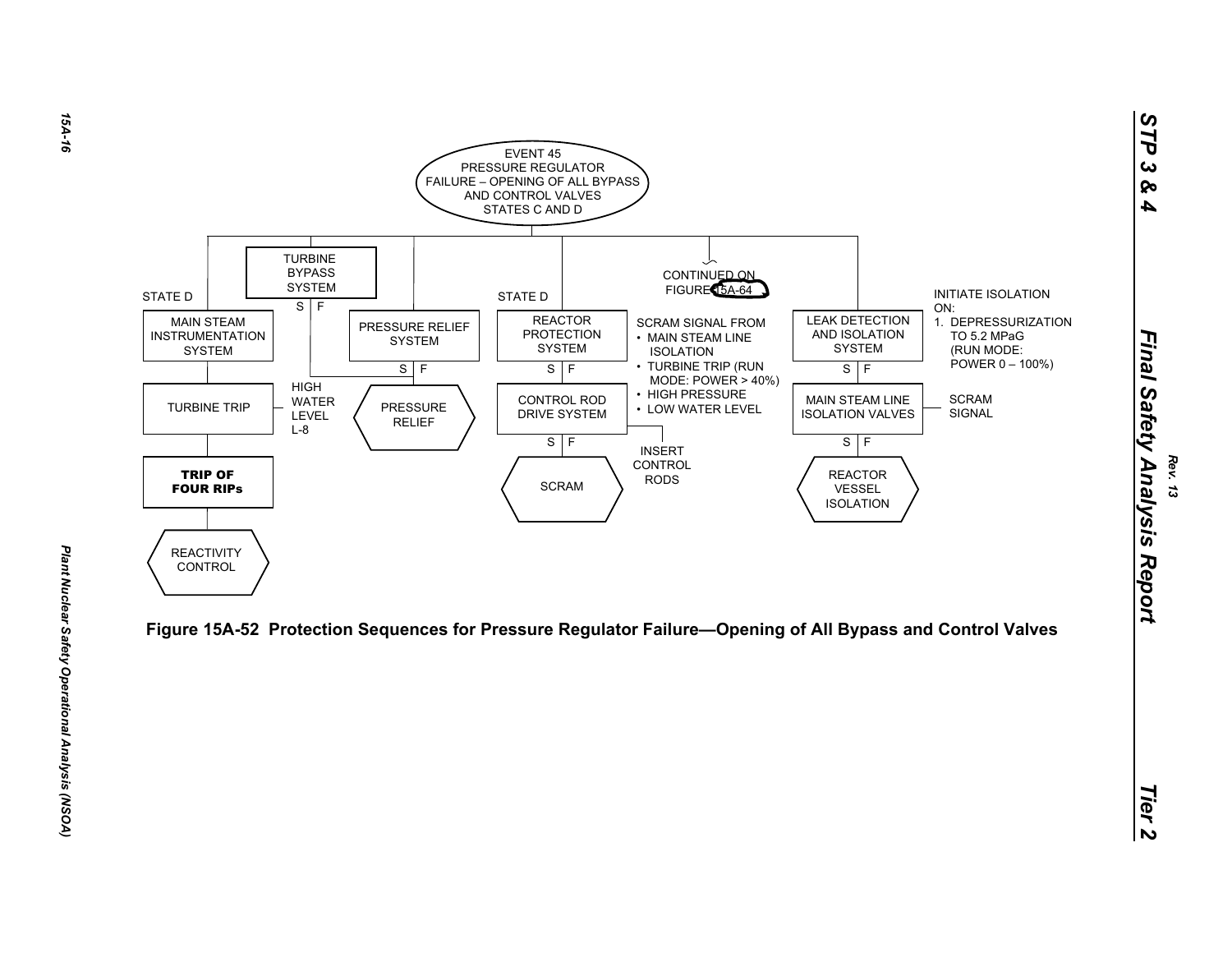EVENT 45
PRESSURE REGULATOR
FAILURE – OPENING OF ALL BYPASS
AND CONTROL VALVES
STATES C AND D

TURBINE BYPASS SYSTEM

S | F

STATE D

MAIN STEAM INSTRUMENTATION SYSTEM

TURBINE TRIP

**TRIP OF FOUR RIPs**

REACTIVITY CONTROL

HIGH WATER LEVEL L-8

PRESSURE RELIEF SYSTEM

S | F

PRESSURE RELIEF

STATE D

REACTOR PROTECTION SYSTEM

S | F

CONTROL ROD DRIVE SYSTEM

S | F

SCRAM

CONTINUED ON FIGURE 15A-64

SCRAM SIGNAL FROM

- MAIN STEAM LINE ISOLATION
- TURBINE TRIP (RUN MODE: POWER > 40%)
- HIGH PRESSURE
- LOW WATER LEVEL

INSERT CONTROL RODS

LEAK DETECTION AND ISOLATION SYSTEM

S | F

MAIN STEAM LINE ISOLATION VALVES

S | F

REACTOR VESSEL ISOLATION

INITIATE ISOLATION ON:

1. DEPRESSURIZATION TO 5.2 MPaG (RUN MODE: POWER 0 – 100%)

SCRAM SIGNAL

**Figure 15A-52 Protection Sequences for Pressure Regulator Failure—Opening of All Bypass and Control Valves**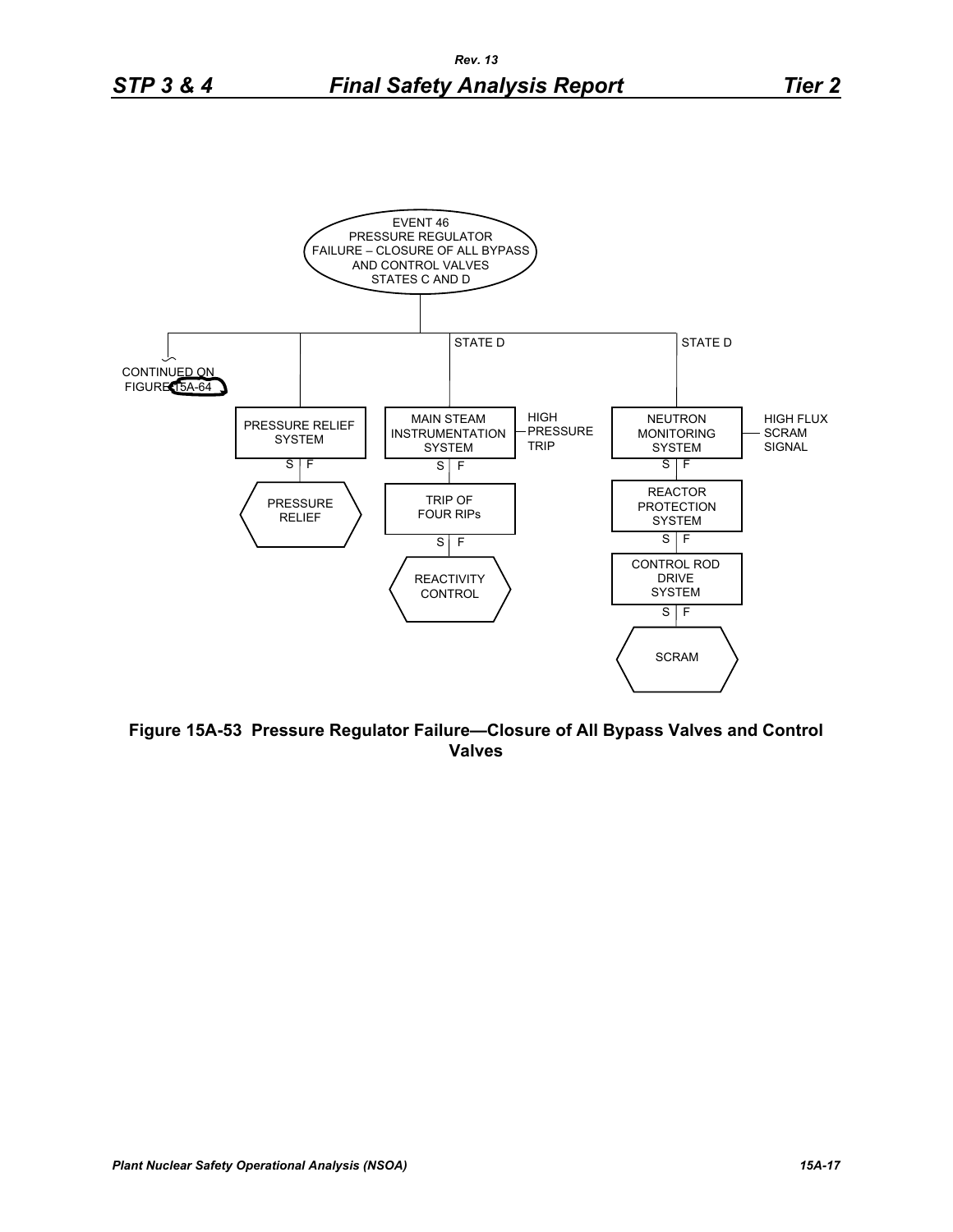EVENT 46
PRESSURE REGULATOR FAILURE – CLOSURE OF ALL BYPASS AND CONTROL VALVES
STATES C AND D

CONTINUED ON FIGURE 15A-64

STATE D

STATE D

PRESSURE RELIEF SYSTEM

S | F

PRESSURE RELIEF

MAIN STEAM INSTRUMENTATION SYSTEM — HIGH PRESSURE TRIP

S | F

TRIP OF FOUR RIPs

S | F

REACTIVITY CONTROL

NEUTRON MONITORING SYSTEM — HIGH FLUX SCRAM SIGNAL

S | F

REACTOR PROTECTION SYSTEM

S | F

CONTROL ROD DRIVE SYSTEM

S | F

SCRAM

**Figure 15A-53 Pressure Regulator Failure—Closure of All Bypass Valves and Control Valves**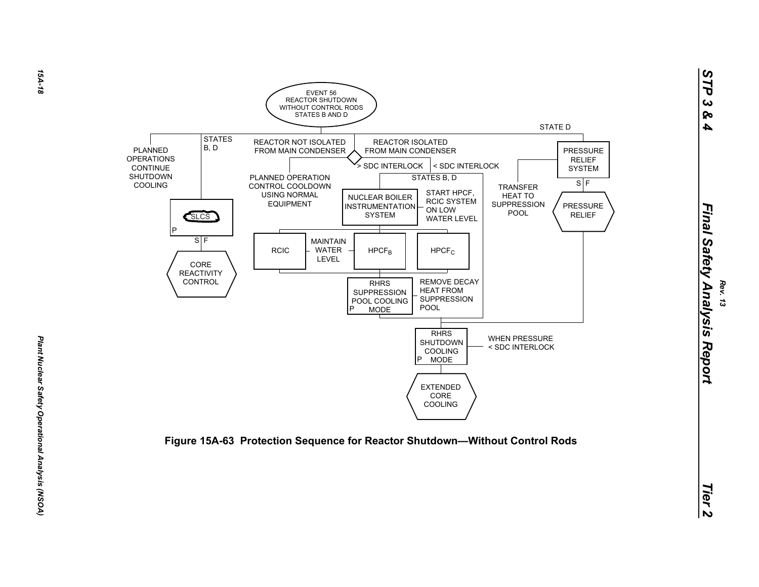EVENT 56
REACTOR SHUTDOWN
WITHOUT CONTROL RODS
STATES B AND D

STATE D

PLANNED OPERATIONS CONTINUE SHUTDOWN COOLING

STATES B, D

REACTOR NOT ISOLATED FROM MAIN CONDENSER

REACTOR ISOLATED FROM MAIN CONDENSER

> SDC INTERLOCK

< SDC INTERLOCK

PRESSURE RELIEF SYSTEM

S | F

PRESSURE RELIEF

PLANNED OPERATION CONTROL COOLDOWN USING NORMAL EQUIPMENT

STATES B, D

TRANSFER HEAT TO SUPPRESSION POOL

NUCLEAR BOILER INSTRUMENTATION SYSTEM

START HPCF, RCIC SYSTEM ON LOW WATER LEVEL

SLCS

P

S | F

CORE REACTIVITY CONTROL

RCIC

MAINTAIN WATER LEVEL

$HPCF_B$

$HPCF_C$

RHRS SUPPRESSION POOL COOLING MODE

P

REMOVE DECAY HEAT FROM SUPPRESSION POOL

RHRS SHUTDOWN COOLING MODE

P

WHEN PRESSURE < SDC INTERLOCK

EXTENDED CORE COOLING

**Figure 15A-63 Protection Sequence for Reactor Shutdown—Without Control Rods**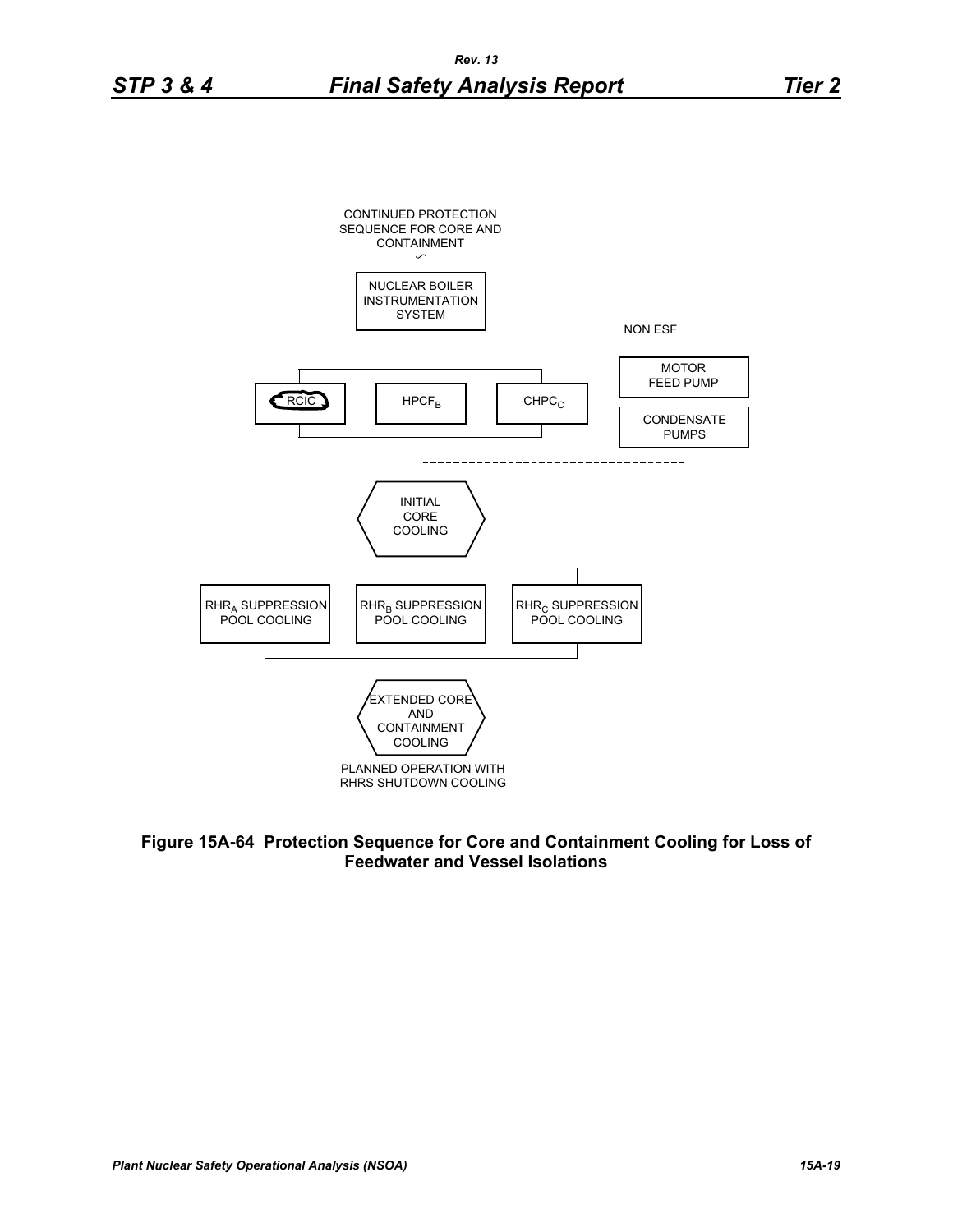CONTINUED PROTECTION SEQUENCE FOR CORE AND CONTAINMENT

NUCLEAR BOILER INSTRUMENTATION SYSTEM

NON ESF

RCIC

$HPCF_B$

$CHPC_C$

MOTOR FEED PUMP

CONDENSATE PUMPS

INITIAL CORE COOLING

$RHR_A$ SUPPRESSION POOL COOLING

$RHR_B$ SUPPRESSION POOL COOLING

$RHR_C$ SUPPRESSION POOL COOLING

EXTENDED CORE AND CONTAINMENT COOLING

PLANNED OPERATION WITH RHRS SHUTDOWN COOLING

**Figure 15A-64 Protection Sequence for Core and Containment Cooling for Loss of Feedwater and Vessel Isolations**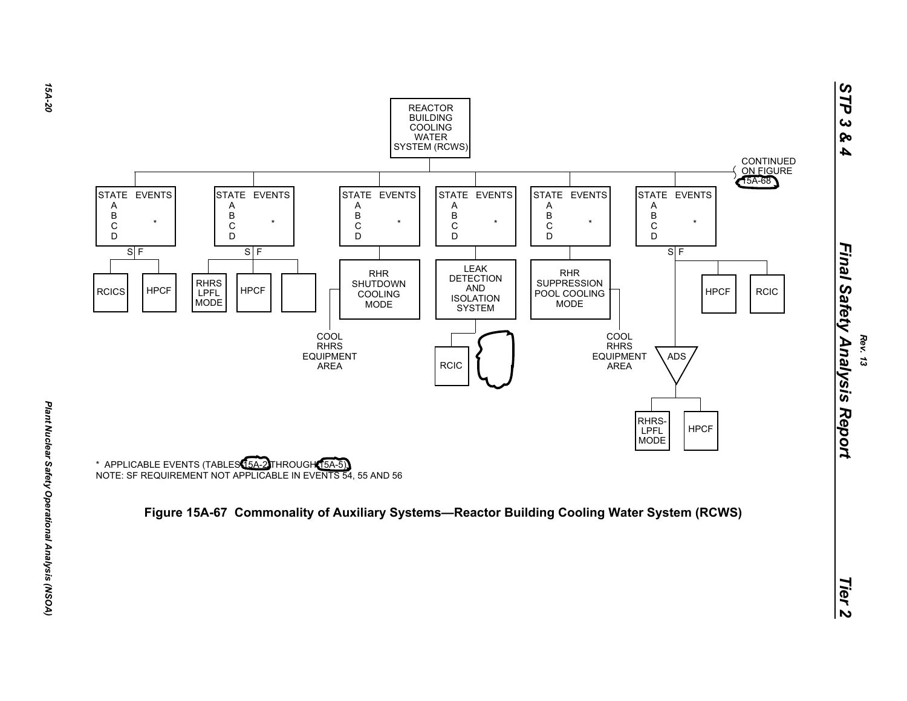REACTOR BUILDING COOLING WATER SYSTEM (RCWS)

CONTINUED ON FIGURE 15A-68

| STATE | EVENTS |
|---|---|
| A | |
| B | * |
| C | |
| D | |

S F

RCICS | HPCF

RHRS LPFL MODE | HPCF

RHR SHUTDOWN COOLING MODE — COOL RHRS EQUIPMENT AREA

LEAK DETECTION AND ISOLATION SYSTEM — RCIC

RHR SUPPRESSION POOL COOLING MODE — COOL RHRS EQUIPMENT AREA

ADS — RHRS-LPFL MODE | HPCF

HPCF | RCIC

\* APPLICABLE EVENTS (TABLES 15A-2 THROUGH 15A-5)
NOTE: SF REQUIREMENT NOT APPLICABLE IN EVENTS 54, 55 AND 56

**Figure 15A-67 Commonality of Auxiliary Systems—Reactor Building Cooling Water System (RCWS)**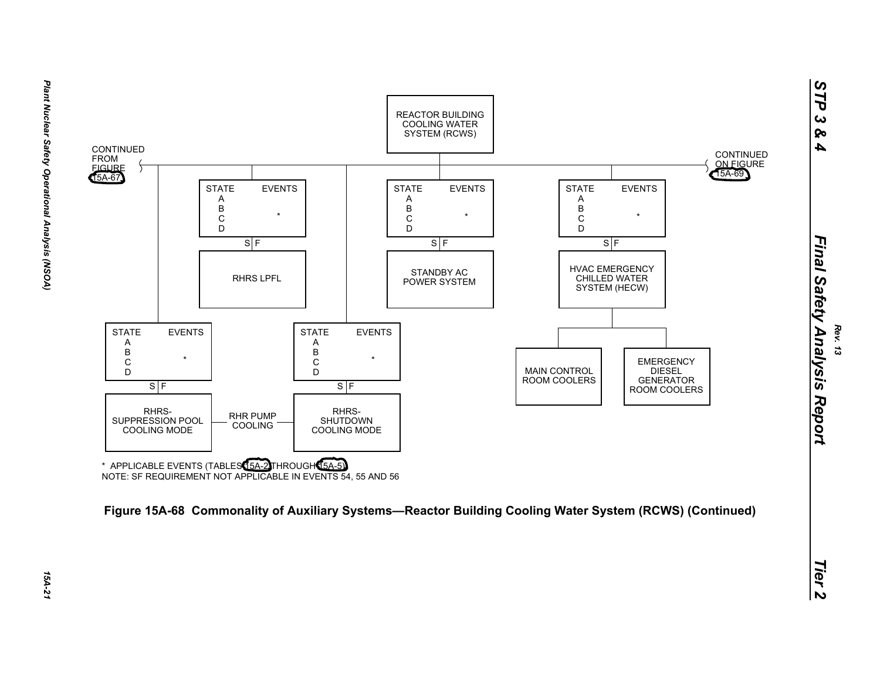REACTOR BUILDING COOLING WATER SYSTEM (RCWS)

CONTINUED FROM FIGURE 15A-67

CONTINUED ON FIGURE 15A-69

| STATE | EVENTS |
|---|---|
| A B C D | * |

S | F

RHRS LPFL

| STATE | EVENTS |
|---|---|
| A B C D | * |

S | F

STANDBY AC POWER SYSTEM

| STATE | EVENTS |
|---|---|
| A B C D | * |

S | F

HVAC EMERGENCY CHILLED WATER SYSTEM (HECW)

MAIN CONTROL ROOM COOLERS

EMERGENCY DIESEL GENERATOR ROOM COOLERS

| STATE | EVENTS |
|---|---|
| A B C D | * |

S | F

RHRS-SUPPRESSION POOL COOLING MODE

RHR PUMP COOLING

| STATE | EVENTS |
|---|---|
| A B C D | * |

S | F

RHRS-SHUTDOWN COOLING MODE

* APPLICABLE EVENTS (TABLES 15A-2 THROUGH 15A-5)

NOTE: SF REQUIREMENT NOT APPLICABLE IN EVENTS 54, 55 AND 56

**Figure 15A-68 Commonality of Auxiliary Systems—Reactor Building Cooling Water System (RCWS) (Continued)**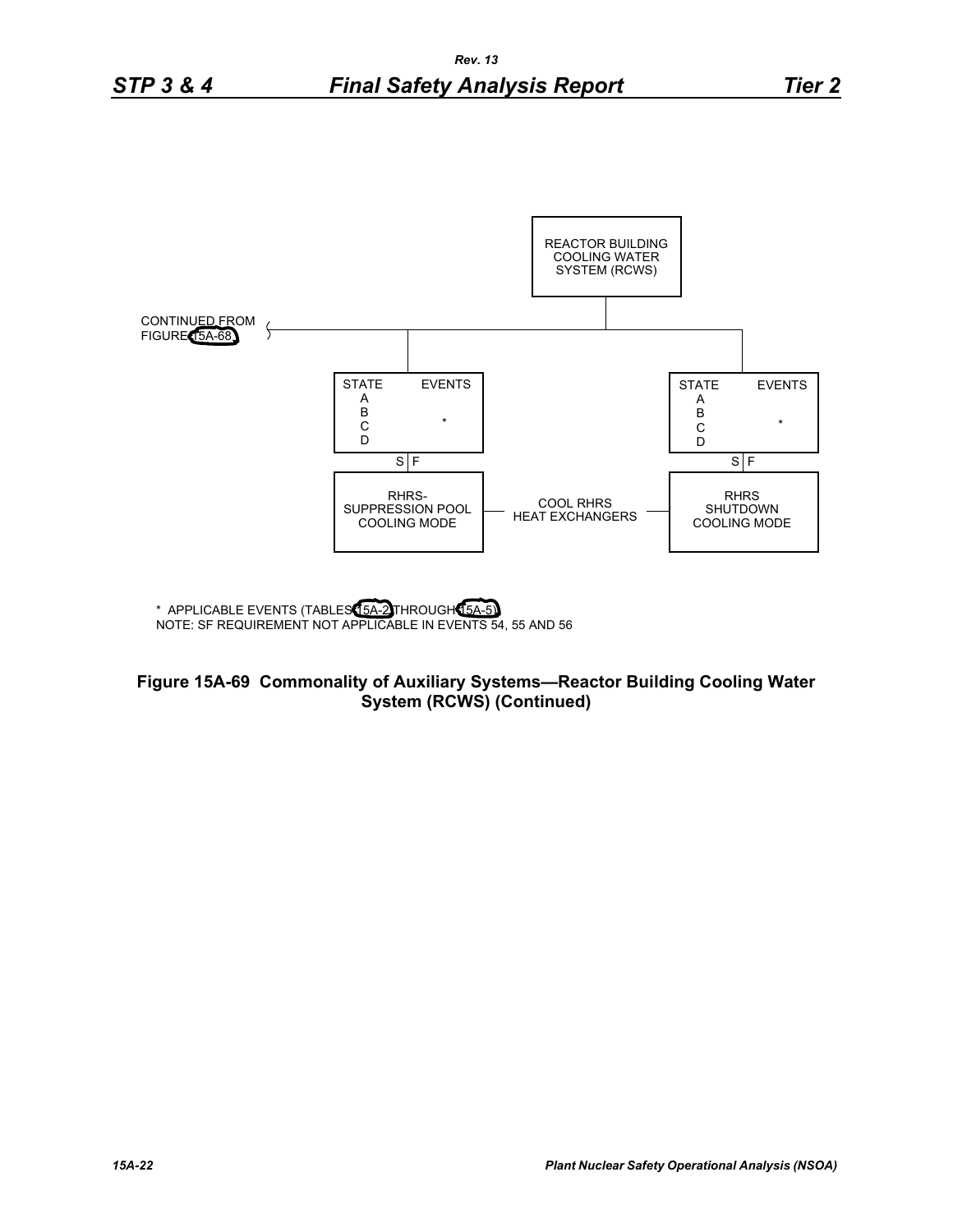REACTOR BUILDING COOLING WATER SYSTEM (RCWS)

CONTINUED FROM FIGURE 15A-68

| STATE | EVENTS |
|---|---|
| A | |
| B | * |
| C | |
| D | |

S | F

RHRS-SUPPRESSION POOL COOLING MODE

COOL RHRS HEAT EXCHANGERS

| STATE | EVENTS |
|---|---|
| A | |
| B | * |
| C | |
| D | |

S | F

RHRS SHUTDOWN COOLING MODE

\* APPLICABLE EVENTS (TABLES 15A-2 THROUGH 15A-5)
NOTE: SF REQUIREMENT NOT APPLICABLE IN EVENTS 54, 55 AND 56

**Figure 15A-69 Commonality of Auxiliary Systems—Reactor Building Cooling Water System (RCWS) (Continued)**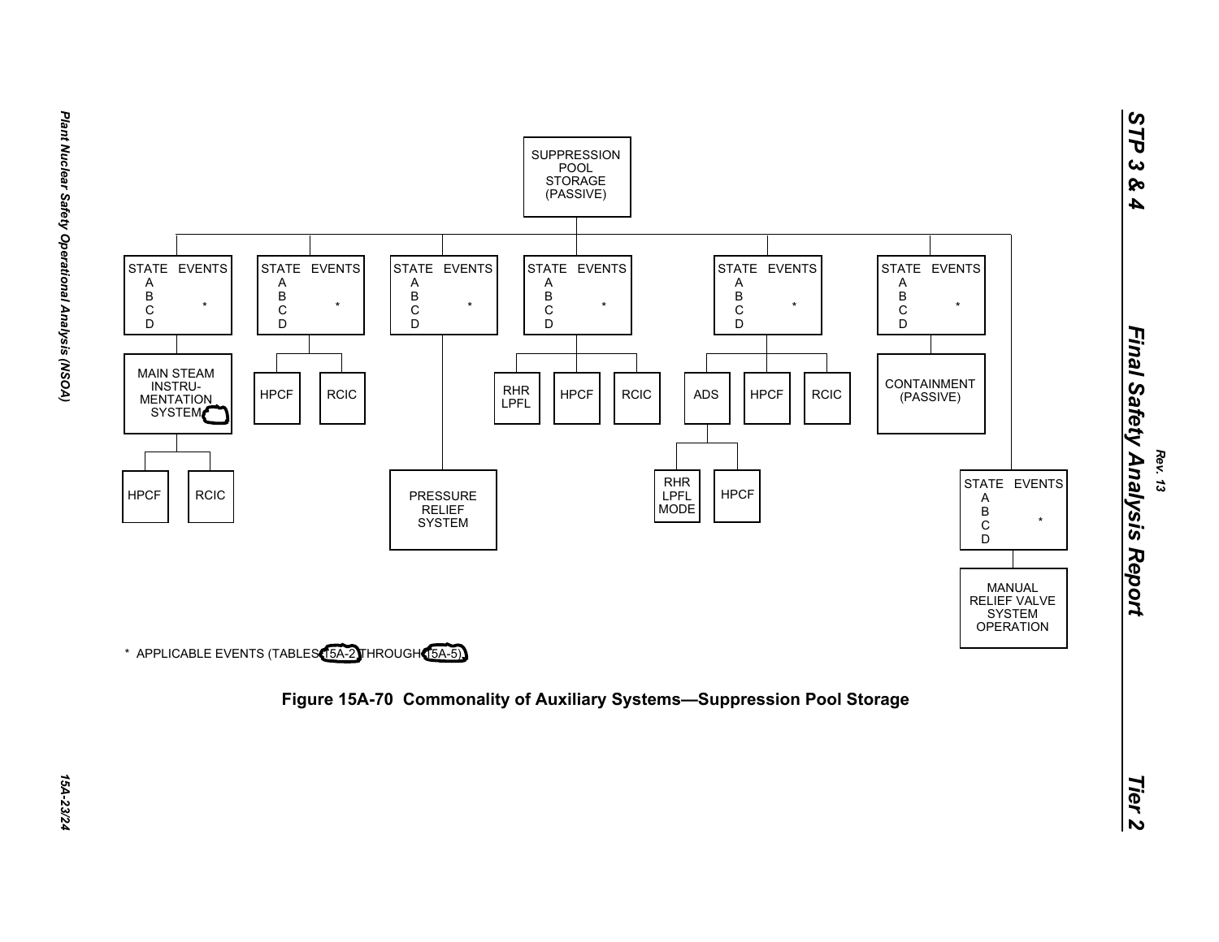SUPPRESSION POOL STORAGE (PASSIVE)

STATE A B C D — EVENTS *

MAIN STEAM INSTRUMENTATION SYSTEM

HPCF

RCIC

STATE A B C D — EVENTS *

HPCF

RCIC

STATE A B C D — EVENTS *

PRESSURE RELIEF SYSTEM

STATE A B C D — EVENTS *

RHR LPFL

HPCF

RCIC

STATE A B C D — EVENTS *

ADS

HPCF

RCIC

RHR LPFL MODE

HPCF

STATE A B C D — EVENTS *

CONTAINMENT (PASSIVE)

STATE A B C D — EVENTS *

MANUAL RELIEF VALVE SYSTEM OPERATION

* APPLICABLE EVENTS (TABLES 15A-2 THROUGH 15A-5)

**Figure 15A-70 Commonality of Auxiliary Systems—Suppression Pool Storage**